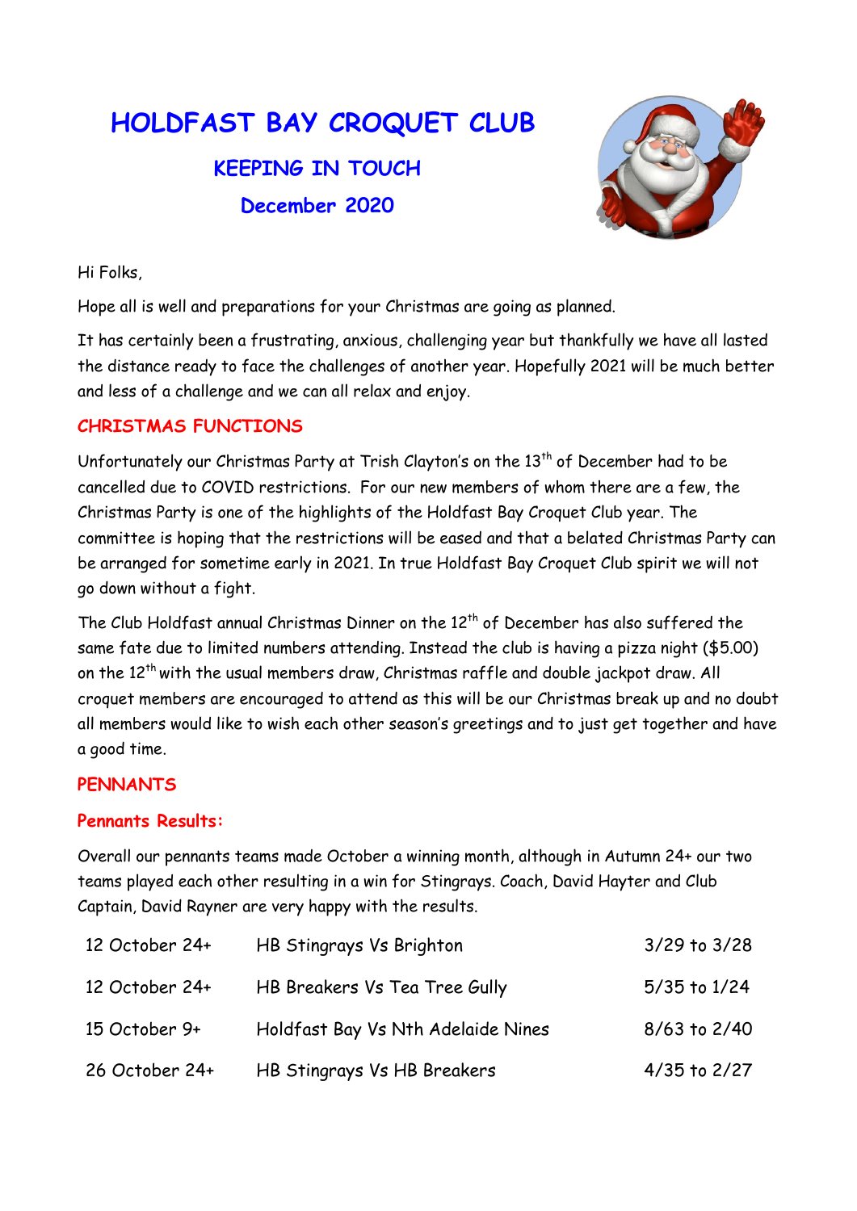# HOLDFAST BAY CROQUET CLUB

## KEEPING IN TOUCH

## December 2020

Hi Folks,

Hope all is well and preparations for your Christmas are going as planned.

It has certainly been a frustrating, anxious, challenging year but thankfully we have all lasted the distance ready to face the challenges of another year. Hopefully 2021 will be much better and less of a challenge and we can all relax and enjoy.

### CHRISTMAS FUNCTIONS

Unfortunately our Christmas Party at Trish Clayton's on the 13th of December had to be cancelled due to COVID restrictions. For our new members of whom there are a few, the Christmas Party is one of the highlights of the Holdfast Bay Croquet Club year. The committee is hoping that the restrictions will be eased and that a belated Christmas Party can be arranged for sometime early in 2021. In true Holdfast Bay Croquet Club spirit we will not go down without a fight.

The Club Holdfast annual Christmas Dinner on the 12th of December has also suffered the same fate due to limited numbers attending. Instead the club is having a pizza night ($5.00) on the 12th with the usual members draw, Christmas raffle and double jackpot draw. All croquet members are encouraged to attend as this will be our Christmas break up and no doubt all members would like to wish each other season's greetings and to just get together and have a good time.

### PENNANTS

#### Pennants Results:

Overall our pennants teams made October a winning month, although in Autumn 24+ our two teams played each other resulting in a win for Stingrays. Coach, David Hayter and Club Captain, David Rayner are very happy with the results.

| | | |
|---|---|---|
| 12 October 24+ | HB Stingrays Vs Brighton | 3/29 to 3/28 |
| 12 October 24+ | HB Breakers Vs Tea Tree Gully | 5/35 to 1/24 |
| 15 October 9+ | Holdfast Bay Vs Nth Adelaide Nines | 8/63 to 2/40 |
| 26 October 24+ | HB Stingrays Vs HB Breakers | 4/35 to 2/27 |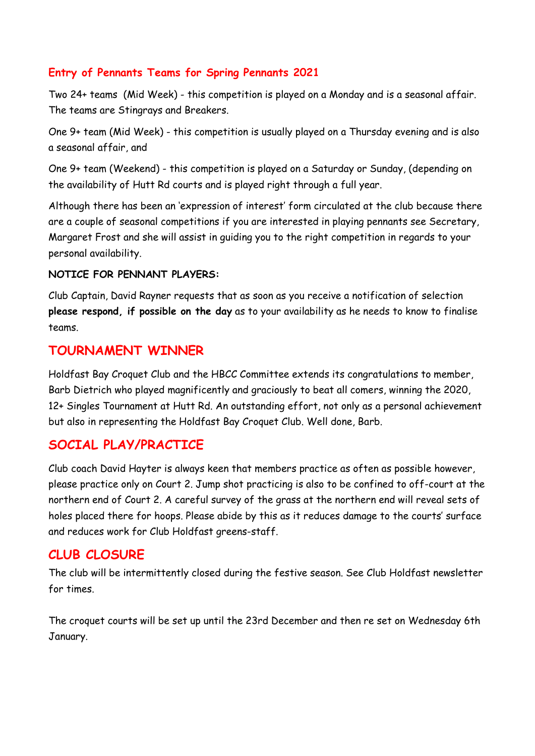### Entry of Pennants Teams for Spring Pennants 2021

Two 24+ teams (Mid Week) - this competition is played on a Monday and is a seasonal affair. The teams are Stingrays and Breakers.

One 9+ team (Mid Week) - this competition is usually played on a Thursday evening and is also a seasonal affair, and

One 9+ team (Weekend) - this competition is played on a Saturday or Sunday, (depending on the availability of Hutt Rd courts and is played right through a full year.

Although there has been an 'expression of interest' form circulated at the club because there are a couple of seasonal competitions if you are interested in playing pennants see Secretary, Margaret Frost and she will assist in guiding you to the right competition in regards to your personal availability.

**NOTICE FOR PENNANT PLAYERS:**

Club Captain, David Rayner requests that as soon as you receive a notification of selection **please respond, if possible on the day** as to your availability as he needs to know to finalise teams.

## TOURNAMENT WINNER

Holdfast Bay Croquet Club and the HBCC Committee extends its congratulations to member, Barb Dietrich who played magnificently and graciously to beat all comers, winning the 2020, 12+ Singles Tournament at Hutt Rd. An outstanding effort, not only as a personal achievement but also in representing the Holdfast Bay Croquet Club. Well done, Barb.

## SOCIAL PLAY/PRACTICE

Club coach David Hayter is always keen that members practice as often as possible however, please practice only on Court 2. Jump shot practicing is also to be confined to off-court at the northern end of Court 2. A careful survey of the grass at the northern end will reveal sets of holes placed there for hoops. Please abide by this as it reduces damage to the courts' surface and reduces work for Club Holdfast greens-staff.

## CLUB CLOSURE

The club will be intermittently closed during the festive season. See Club Holdfast newsletter for times.

The croquet courts will be set up until the 23rd December and then re set on Wednesday 6th January.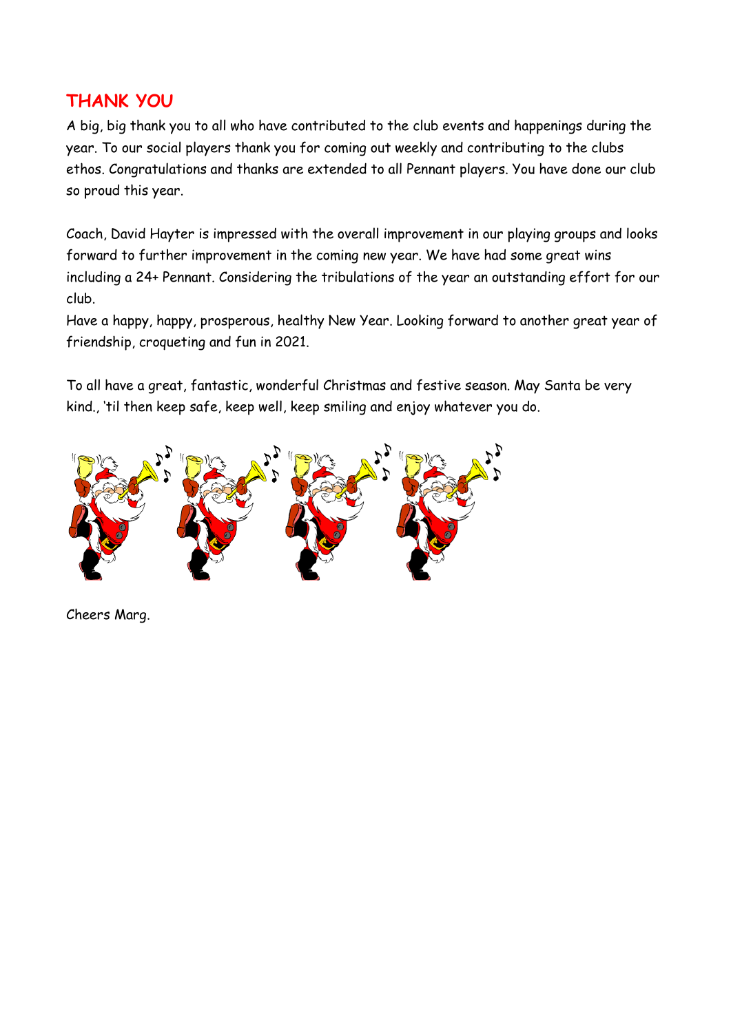## THANK YOU

A big, big thank you to all who have contributed to the club events and happenings during the year. To our social players thank you for coming out weekly and contributing to the clubs ethos. Congratulations and thanks are extended to all Pennant players. You have done our club so proud this year.

Coach, David Hayter is impressed with the overall improvement in our playing groups and looks forward to further improvement in the coming new year. We have had some great wins including a 24+ Pennant. Considering the tribulations of the year an outstanding effort for our club.

Have a happy, happy, prosperous, healthy New Year. Looking forward to another great year of friendship, croqueting and fun in 2021.

To all have a great, fantastic, wonderful Christmas and festive season. May Santa be very kind., 'til then keep safe, keep well, keep smiling and enjoy whatever you do.

Cheers Marg.